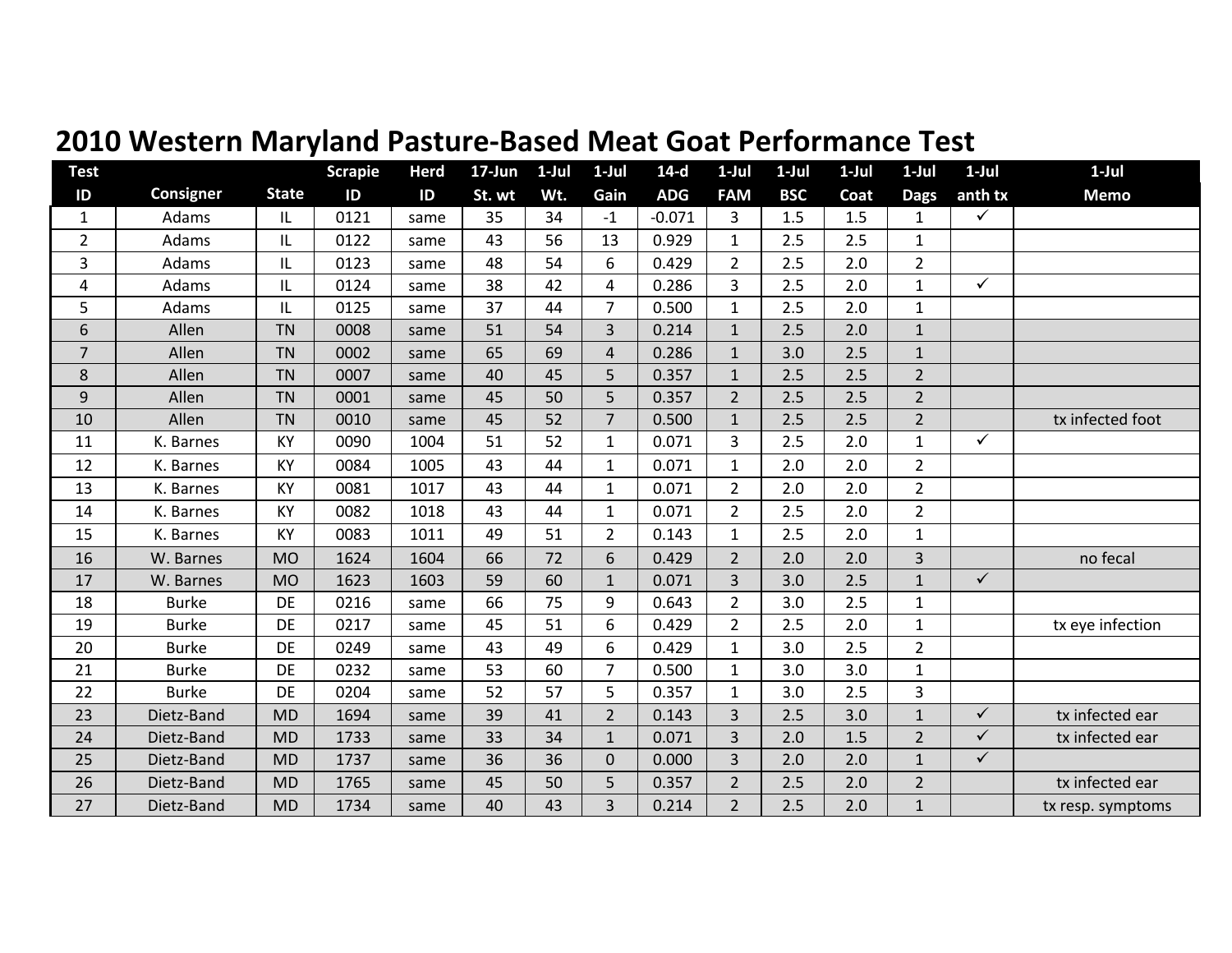# 2010 Western Maryland Pasture-Based Meat Goat Performance Test

| Test ID | Consigner | State | Scrapie ID | Herd ID | 17-Jun St. wt | 1-Jul Wt. | 1-Jul Gain | 14-d ADG | 1-Jul FAM | 1-Jul BSC | 1-Jul Coat | 1-Jul Dags | 1-Jul anth tx | 1-Jul Memo |
|---|---|---|---|---|---|---|---|---|---|---|---|---|---|---|
| 1 | Adams | IL | 0121 | same | 35 | 34 | -1 | -0.071 | 3 | 1.5 | 1.5 | 1 | ✓ | |
| 2 | Adams | IL | 0122 | same | 43 | 56 | 13 | 0.929 | 1 | 2.5 | 2.5 | 1 | | |
| 3 | Adams | IL | 0123 | same | 48 | 54 | 6 | 0.429 | 2 | 2.5 | 2.0 | 2 | | |
| 4 | Adams | IL | 0124 | same | 38 | 42 | 4 | 0.286 | 3 | 2.5 | 2.0 | 1 | ✓ | |
| 5 | Adams | IL | 0125 | same | 37 | 44 | 7 | 0.500 | 1 | 2.5 | 2.0 | 1 | | |
| 6 | Allen | TN | 0008 | same | 51 | 54 | 3 | 0.214 | 1 | 2.5 | 2.0 | 1 | | |
| 7 | Allen | TN | 0002 | same | 65 | 69 | 4 | 0.286 | 1 | 3.0 | 2.5 | 1 | | |
| 8 | Allen | TN | 0007 | same | 40 | 45 | 5 | 0.357 | 1 | 2.5 | 2.5 | 2 | | |
| 9 | Allen | TN | 0001 | same | 45 | 50 | 5 | 0.357 | 2 | 2.5 | 2.5 | 2 | | |
| 10 | Allen | TN | 0010 | same | 45 | 52 | 7 | 0.500 | 1 | 2.5 | 2.5 | 2 | | tx infected foot |
| 11 | K. Barnes | KY | 0090 | 1004 | 51 | 52 | 1 | 0.071 | 3 | 2.5 | 2.0 | 1 | ✓ | |
| 12 | K. Barnes | KY | 0084 | 1005 | 43 | 44 | 1 | 0.071 | 1 | 2.0 | 2.0 | 2 | | |
| 13 | K. Barnes | KY | 0081 | 1017 | 43 | 44 | 1 | 0.071 | 2 | 2.0 | 2.0 | 2 | | |
| 14 | K. Barnes | KY | 0082 | 1018 | 43 | 44 | 1 | 0.071 | 2 | 2.5 | 2.0 | 2 | | |
| 15 | K. Barnes | KY | 0083 | 1011 | 49 | 51 | 2 | 0.143 | 1 | 2.5 | 2.0 | 1 | | |
| 16 | W. Barnes | MO | 1624 | 1604 | 66 | 72 | 6 | 0.429 | 2 | 2.0 | 2.0 | 3 | | no fecal |
| 17 | W. Barnes | MO | 1623 | 1603 | 59 | 60 | 1 | 0.071 | 3 | 3.0 | 2.5 | 1 | ✓ | |
| 18 | Burke | DE | 0216 | same | 66 | 75 | 9 | 0.643 | 2 | 3.0 | 2.5 | 1 | | |
| 19 | Burke | DE | 0217 | same | 45 | 51 | 6 | 0.429 | 2 | 2.5 | 2.0 | 1 | | tx eye infection |
| 20 | Burke | DE | 0249 | same | 43 | 49 | 6 | 0.429 | 1 | 3.0 | 2.5 | 2 | | |
| 21 | Burke | DE | 0232 | same | 53 | 60 | 7 | 0.500 | 1 | 3.0 | 3.0 | 1 | | |
| 22 | Burke | DE | 0204 | same | 52 | 57 | 5 | 0.357 | 1 | 3.0 | 2.5 | 3 | | |
| 23 | Dietz-Band | MD | 1694 | same | 39 | 41 | 2 | 0.143 | 3 | 2.5 | 3.0 | 1 | ✓ | tx infected ear |
| 24 | Dietz-Band | MD | 1733 | same | 33 | 34 | 1 | 0.071 | 3 | 2.0 | 1.5 | 2 | ✓ | tx infected ear |
| 25 | Dietz-Band | MD | 1737 | same | 36 | 36 | 0 | 0.000 | 3 | 2.0 | 2.0 | 1 | ✓ | |
| 26 | Dietz-Band | MD | 1765 | same | 45 | 50 | 5 | 0.357 | 2 | 2.5 | 2.0 | 2 | | tx infected ear |
| 27 | Dietz-Band | MD | 1734 | same | 40 | 43 | 3 | 0.214 | 2 | 2.5 | 2.0 | 1 | | tx resp. symptoms |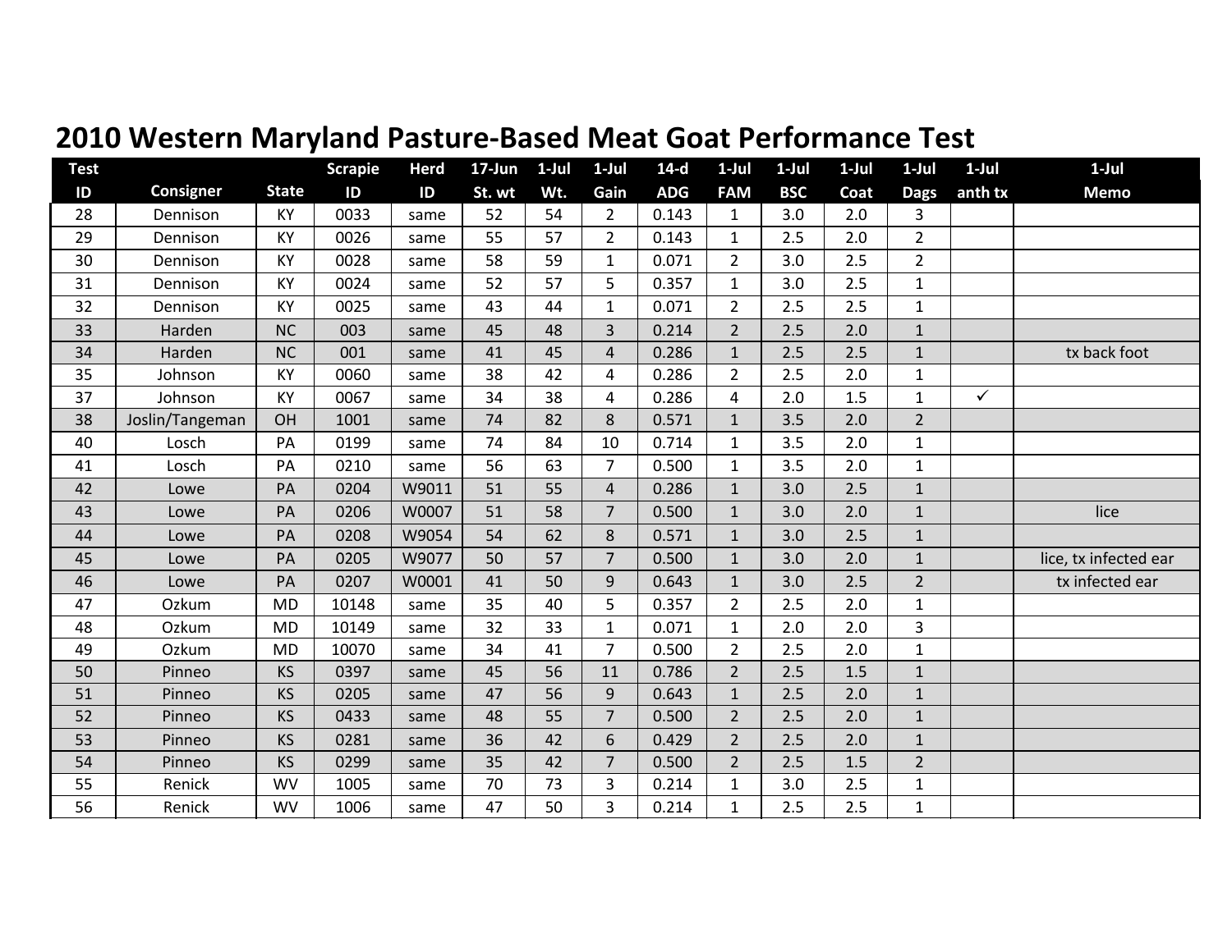# 2010 Western Maryland Pasture-Based Meat Goat Performance Test

| Test ID | Consigner | State | Scrapie ID | Herd ID | 17-Jun St. wt | 1-Jul Wt. | 1-Jul Gain | 14-d ADG | 1-Jul FAM | 1-Jul BSC | 1-Jul Coat | 1-Jul Dags | 1-Jul anth tx | 1-Jul Memo |
|---|---|---|---|---|---|---|---|---|---|---|---|---|---|---|
| 28 | Dennison | KY | 0033 | same | 52 | 54 | 2 | 0.143 | 1 | 3.0 | 2.0 | 3 | | |
| 29 | Dennison | KY | 0026 | same | 55 | 57 | 2 | 0.143 | 1 | 2.5 | 2.0 | 2 | | |
| 30 | Dennison | KY | 0028 | same | 58 | 59 | 1 | 0.071 | 2 | 3.0 | 2.5 | 2 | | |
| 31 | Dennison | KY | 0024 | same | 52 | 57 | 5 | 0.357 | 1 | 3.0 | 2.5 | 1 | | |
| 32 | Dennison | KY | 0025 | same | 43 | 44 | 1 | 0.071 | 2 | 2.5 | 2.5 | 1 | | |
| 33 | Harden | NC | 003 | same | 45 | 48 | 3 | 0.214 | 2 | 2.5 | 2.0 | 1 | | |
| 34 | Harden | NC | 001 | same | 41 | 45 | 4 | 0.286 | 1 | 2.5 | 2.5 | 1 | | tx back foot |
| 35 | Johnson | KY | 0060 | same | 38 | 42 | 4 | 0.286 | 2 | 2.5 | 2.0 | 1 | | |
| 37 | Johnson | KY | 0067 | same | 34 | 38 | 4 | 0.286 | 4 | 2.0 | 1.5 | 1 | ✓ | |
| 38 | Joslin/Tangeman | OH | 1001 | same | 74 | 82 | 8 | 0.571 | 1 | 3.5 | 2.0 | 2 | | |
| 40 | Losch | PA | 0199 | same | 74 | 84 | 10 | 0.714 | 1 | 3.5 | 2.0 | 1 | | |
| 41 | Losch | PA | 0210 | same | 56 | 63 | 7 | 0.500 | 1 | 3.5 | 2.0 | 1 | | |
| 42 | Lowe | PA | 0204 | W9011 | 51 | 55 | 4 | 0.286 | 1 | 3.0 | 2.5 | 1 | | |
| 43 | Lowe | PA | 0206 | W0007 | 51 | 58 | 7 | 0.500 | 1 | 3.0 | 2.0 | 1 | | lice |
| 44 | Lowe | PA | 0208 | W9054 | 54 | 62 | 8 | 0.571 | 1 | 3.0 | 2.5 | 1 | | |
| 45 | Lowe | PA | 0205 | W9077 | 50 | 57 | 7 | 0.500 | 1 | 3.0 | 2.0 | 1 | | lice, tx infected ear |
| 46 | Lowe | PA | 0207 | W0001 | 41 | 50 | 9 | 0.643 | 1 | 3.0 | 2.5 | 2 | | tx infected ear |
| 47 | Ozkum | MD | 10148 | same | 35 | 40 | 5 | 0.357 | 2 | 2.5 | 2.0 | 1 | | |
| 48 | Ozkum | MD | 10149 | same | 32 | 33 | 1 | 0.071 | 1 | 2.0 | 2.0 | 3 | | |
| 49 | Ozkum | MD | 10070 | same | 34 | 41 | 7 | 0.500 | 2 | 2.5 | 2.0 | 1 | | |
| 50 | Pinneo | KS | 0397 | same | 45 | 56 | 11 | 0.786 | 2 | 2.5 | 1.5 | 1 | | |
| 51 | Pinneo | KS | 0205 | same | 47 | 56 | 9 | 0.643 | 1 | 2.5 | 2.0 | 1 | | |
| 52 | Pinneo | KS | 0433 | same | 48 | 55 | 7 | 0.500 | 2 | 2.5 | 2.0 | 1 | | |
| 53 | Pinneo | KS | 0281 | same | 36 | 42 | 6 | 0.429 | 2 | 2.5 | 2.0 | 1 | | |
| 54 | Pinneo | KS | 0299 | same | 35 | 42 | 7 | 0.500 | 2 | 2.5 | 1.5 | 2 | | |
| 55 | Renick | WV | 1005 | same | 70 | 73 | 3 | 0.214 | 1 | 3.0 | 2.5 | 1 | | |
| 56 | Renick | WV | 1006 | same | 47 | 50 | 3 | 0.214 | 1 | 2.5 | 2.5 | 1 | | |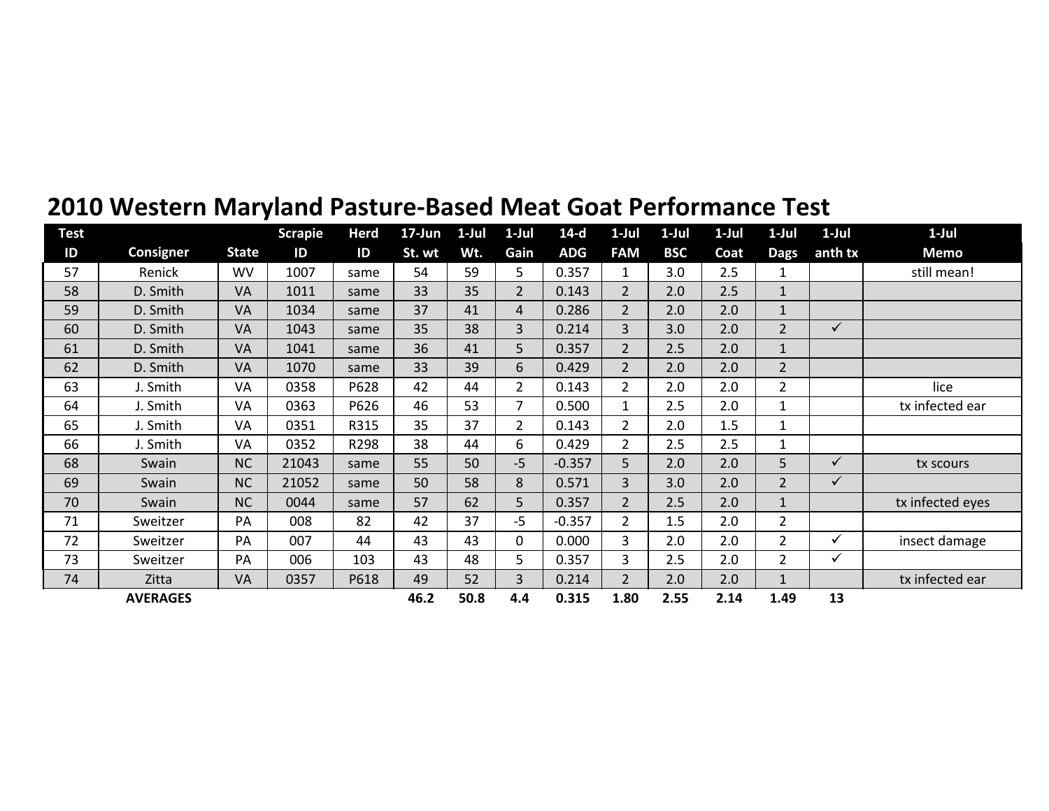# 2010 Western Maryland Pasture-Based Meat Goat Performance Test

| Test ID | Consigner | State | Scrapie ID | Herd ID | 17-Jun St. wt | 1-Jul Wt. | 1-Jul Gain | 14-d ADG | 1-Jul FAM | 1-Jul BSC | 1-Jul Coat | 1-Jul Dags | 1-Jul anth tx | 1-Jul Memo |
|---|---|---|---|---|---|---|---|---|---|---|---|---|---|---|
| 57 | Renick | WV | 1007 | same | 54 | 59 | 5 | 0.357 | 1 | 3.0 | 2.5 | 1 | | still mean! |
| 58 | D. Smith | VA | 1011 | same | 33 | 35 | 2 | 0.143 | 2 | 2.0 | 2.5 | 1 | | |
| 59 | D. Smith | VA | 1034 | same | 37 | 41 | 4 | 0.286 | 2 | 2.0 | 2.0 | 1 | | |
| 60 | D. Smith | VA | 1043 | same | 35 | 38 | 3 | 0.214 | 3 | 3.0 | 2.0 | 2 | ✓ | |
| 61 | D. Smith | VA | 1041 | same | 36 | 41 | 5 | 0.357 | 2 | 2.5 | 2.0 | 1 | | |
| 62 | D. Smith | VA | 1070 | same | 33 | 39 | 6 | 0.429 | 2 | 2.0 | 2.0 | 2 | | |
| 63 | J. Smith | VA | 0358 | P628 | 42 | 44 | 2 | 0.143 | 2 | 2.0 | 2.0 | 2 | | lice |
| 64 | J. Smith | VA | 0363 | P626 | 46 | 53 | 7 | 0.500 | 1 | 2.5 | 2.0 | 1 | | tx infected ear |
| 65 | J. Smith | VA | 0351 | R315 | 35 | 37 | 2 | 0.143 | 2 | 2.0 | 1.5 | 1 | | |
| 66 | J. Smith | VA | 0352 | R298 | 38 | 44 | 6 | 0.429 | 2 | 2.5 | 2.5 | 1 | | |
| 68 | Swain | NC | 21043 | same | 55 | 50 | -5 | -0.357 | 5 | 2.0 | 2.0 | 5 | ✓ | tx scours |
| 69 | Swain | NC | 21052 | same | 50 | 58 | 8 | 0.571 | 3 | 3.0 | 2.0 | 2 | ✓ | |
| 70 | Swain | NC | 0044 | same | 57 | 62 | 5 | 0.357 | 2 | 2.5 | 2.0 | 1 | | tx infected eyes |
| 71 | Sweitzer | PA | 008 | 82 | 42 | 37 | -5 | -0.357 | 2 | 1.5 | 2.0 | 2 | | |
| 72 | Sweitzer | PA | 007 | 44 | 43 | 43 | 0 | 0.000 | 3 | 2.0 | 2.0 | 2 | ✓ | insect damage |
| 73 | Sweitzer | PA | 006 | 103 | 43 | 48 | 5 | 0.357 | 3 | 2.5 | 2.0 | 2 | ✓ | |
| 74 | Zitta | VA | 0357 | P618 | 49 | 52 | 3 | 0.214 | 2 | 2.0 | 2.0 | 1 | | tx infected ear |
| | **AVERAGES** | | | | **46.2** | **50.8** | **4.4** | **0.315** | **1.80** | **2.55** | **2.14** | **1.49** | **13** | |